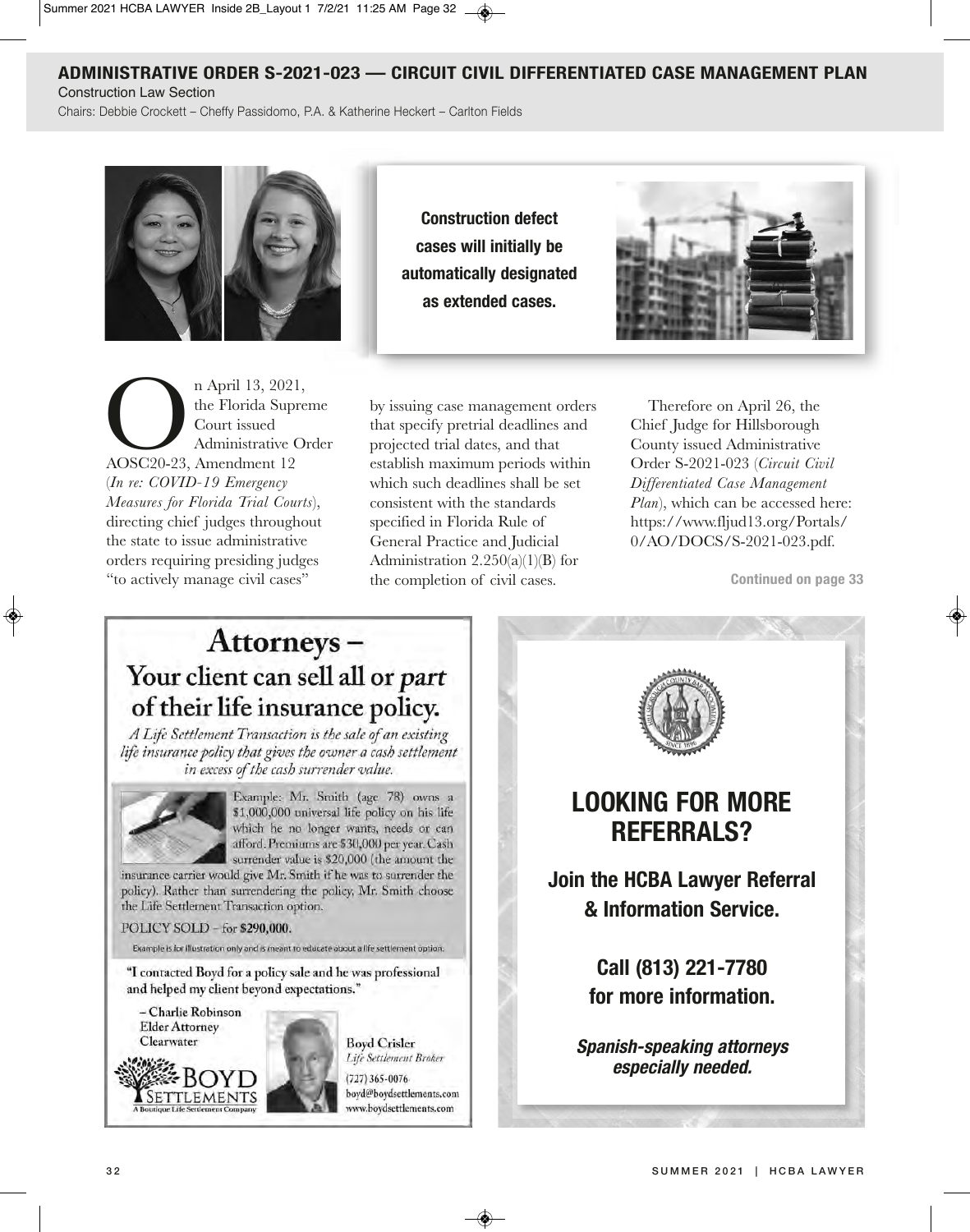## ADMINISTRATIVE ORDER S-2021-023 — CIRCUIT CIVIL DIFFERENTIATED CASE MANAGEMENT PLAN

Construction Law Section

Chairs: Debbie Crockett – Cheffy Passidomo, P.A. & Katherine Heckert – Carlton Fields

**Construction defect cases will initially be automatically designated as extended cases.**

On April 13, 2021, the Florida Supreme Court issued Administrative Order AOSC20-23, Amendment 12 (*In re: COVID-19 Emergency Measures for Florida Trial Courts*), directing chief judges throughout the state to issue administrative orders requiring presiding judges "to actively manage civil cases" by issuing case management orders that specify pretrial deadlines and projected trial dates, and that establish maximum periods within which such deadlines shall be set consistent with the standards specified in Florida Rule of General Practice and Judicial Administration 2.250(a)(1)(B) for the completion of civil cases.

Therefore on April 26, the Chief Judge for Hillsborough County issued Administrative Order S-2021-023 (*Circuit Civil Differentiated Case Management Plan*), which can be accessed here: https://www.fljud13.org/Portals/0/AO/DOCS/S-2021-023.pdf.

Continued on page 33

# Attorneys –

## Your client can sell all or *part* of their life insurance policy.

*A Life Settlement Transaction is the sale of an existing life insurance policy that gives the owner a cash settlement in excess of the cash surrender value.*

Example: Mr. Smith (age 78) owns a $1,000,000 universal life policy on his life which he no longer wants, needs or can afford. Premiums are $30,000 per year. Cash surrender value is $20,000 (the amount the insurance carrier would give Mr. Smith if he was to surrender the policy). Rather than surrendering the policy, Mr. Smith choose the Life Settlement Transaction option.

POLICY SOLD – for **$290,000.**

Example is for illustration only and is meant to educate about a life settlement option.

"I contacted Boyd for a policy sale and he was professional and helped my client beyond expectations."

– Charlie Robinson
Elder Attorney
Clearwater

BOYD SETTLEMENTS
A Boutique Life Settlement Company

Boyd Crisler
*Life Settlement Broker*
(727) 365-0076
boyd@boydsettlements.com
www.boydsettlements.com

## LOOKING FOR MORE REFERRALS?

**Join the HCBA Lawyer Referral & Information Service.**

**Call (813) 221-7780 for more information.**

***Spanish-speaking attorneys especially needed.***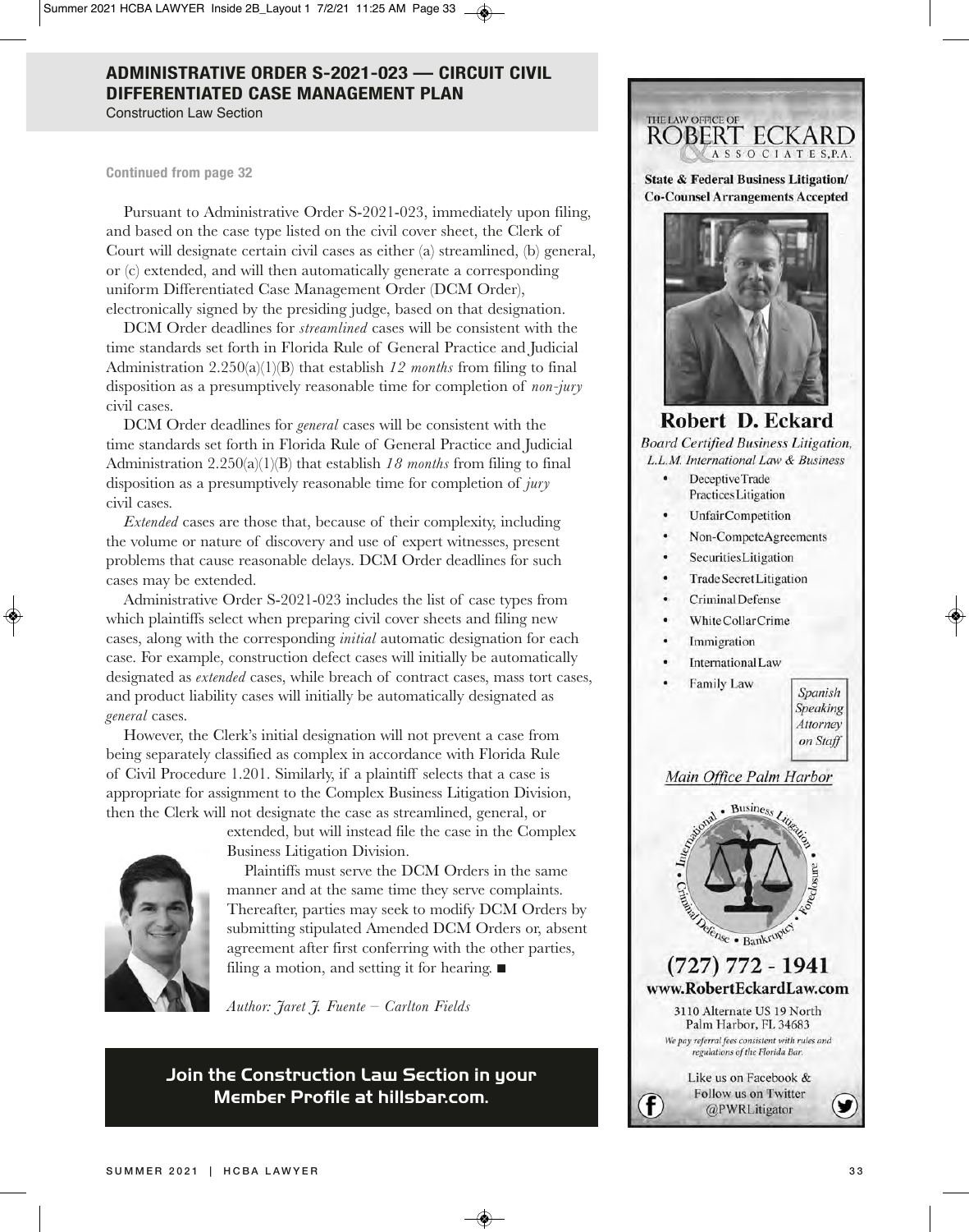## ADMINISTRATIVE ORDER S-2021-023 — CIRCUIT CIVIL DIFFERENTIATED CASE MANAGEMENT PLAN

Construction Law Section

**Continued from page 32**

Pursuant to Administrative Order S-2021-023, immediately upon filing, and based on the case type listed on the civil cover sheet, the Clerk of Court will designate certain civil cases as either (a) streamlined, (b) general, or (c) extended, and will then automatically generate a corresponding uniform Differentiated Case Management Order (DCM Order), electronically signed by the presiding judge, based on that designation.

DCM Order deadlines for *streamlined* cases will be consistent with the time standards set forth in Florida Rule of General Practice and Judicial Administration 2.250(a)(1)(B) that establish *12 months* from filing to final disposition as a presumptively reasonable time for completion of *non-jury* civil cases.

DCM Order deadlines for *general* cases will be consistent with the time standards set forth in Florida Rule of General Practice and Judicial Administration 2.250(a)(1)(B) that establish *18 months* from filing to final disposition as a presumptively reasonable time for completion of *jury* civil cases.

*Extended* cases are those that, because of their complexity, including the volume or nature of discovery and use of expert witnesses, present problems that cause reasonable delays. DCM Order deadlines for such cases may be extended.

Administrative Order S-2021-023 includes the list of case types from which plaintiffs select when preparing civil cover sheets and filing new cases, along with the corresponding *initial* automatic designation for each case. For example, construction defect cases will initially be automatically designated as *extended* cases, while breach of contract cases, mass tort cases, and product liability cases will initially be automatically designated as *general* cases.

However, the Clerk's initial designation will not prevent a case from being separately classified as complex in accordance with Florida Rule of Civil Procedure 1.201. Similarly, if a plaintiff selects that a case is appropriate for assignment to the Complex Business Litigation Division, then the Clerk will not designate the case as streamlined, general, or extended, but will instead file the case in the Complex Business Litigation Division.

Plaintiffs must serve the DCM Orders in the same manner and at the same time they serve complaints. Thereafter, parties may seek to modify DCM Orders by submitting stipulated Amended DCM Orders or, absent agreement after first conferring with the other parties, filing a motion, and setting it for hearing. ■

*Author: Jaret J. Fuente – Carlton Fields*

**Join the Construction Law Section in your Member Profile at hillsbar.com.**

---

THE LAW OFFICE OF ROBERT ECKARD & ASSOCIATES, P.A.

**State & Federal Business Litigation/ Co-Counsel Arrangements Accepted**

**Robert D. Eckard**

*Board Certified Business Litigation, L.L.M. International Law & Business*

- Deceptive Trade Practices Litigation
- Unfair Competition
- Non-Compete Agreements
- Securities Litigation
- Trade Secret Litigation
- Criminal Defense
- White Collar Crime
- Immigration
- International Law
- Family Law

*Spanish Speaking Attorney on Staff*

*Main Office Palm Harbor*

International • Business Litigation • Foreclosure • Bankruptcy • Criminal Defense

**(727) 772 - 1941**

**www.RobertEckardLaw.com**

3110 Alternate US 19 North
Palm Harbor, FL 34683

*We pay referral fees consistent with rules and regulations of the Florida Bar.*

Like us on Facebook & Follow us on Twitter @PWRLitigator